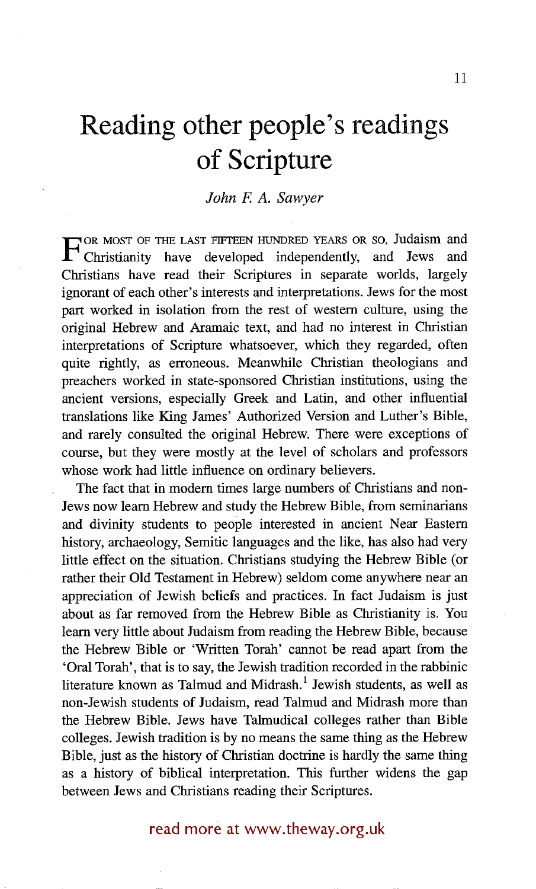# Reading other people's readings of Scripture

*John F. A. Sawyer*

FOR MOST OF THE LAST FIFTEEN HUNDRED YEARS OR SO, Judaism and Christianity have developed independently, and Jews and Christians have read their Scriptures in separate worlds, largely ignorant of each other's interests and interpretations. Jews for the most part worked in isolation from the rest of western culture, using the original Hebrew and Aramaic text, and had no interest in Christian interpretations of Scripture whatsoever, which they regarded, often quite rightly, as erroneous. Meanwhile Christian theologians and preachers worked in state-sponsored Christian institutions, using the ancient versions, especially Greek and Latin, and other influential translations like King James' Authorized Version and Luther's Bible, and rarely consulted the original Hebrew. There were exceptions of course, but they were mostly at the level of scholars and professors whose work had little influence on ordinary believers.

The fact that in modern times large numbers of Christians and non-Jews now learn Hebrew and study the Hebrew Bible, from seminarians and divinity students to people interested in ancient Near Eastern history, archaeology, Semitic languages and the like, has also had very little effect on the situation. Christians studying the Hebrew Bible (or rather their Old Testament in Hebrew) seldom come anywhere near an appreciation of Jewish beliefs and practices. In fact Judaism is just about as far removed from the Hebrew Bible as Christianity is. You learn very little about Judaism from reading the Hebrew Bible, because the Hebrew Bible or 'Written Torah' cannot be read apart from the 'Oral Torah', that is to say, the Jewish tradition recorded in the rabbinic literature known as Talmud and Midrash.[1] Jewish students, as well as non-Jewish students of Judaism, read Talmud and Midrash more than the Hebrew Bible. Jews have Talmudical colleges rather than Bible colleges. Jewish tradition is by no means the same thing as the Hebrew Bible, just as the history of Christian doctrine is hardly the same thing as a history of biblical interpretation. This further widens the gap between Jews and Christians reading their Scriptures.

read more at www.theway.org.uk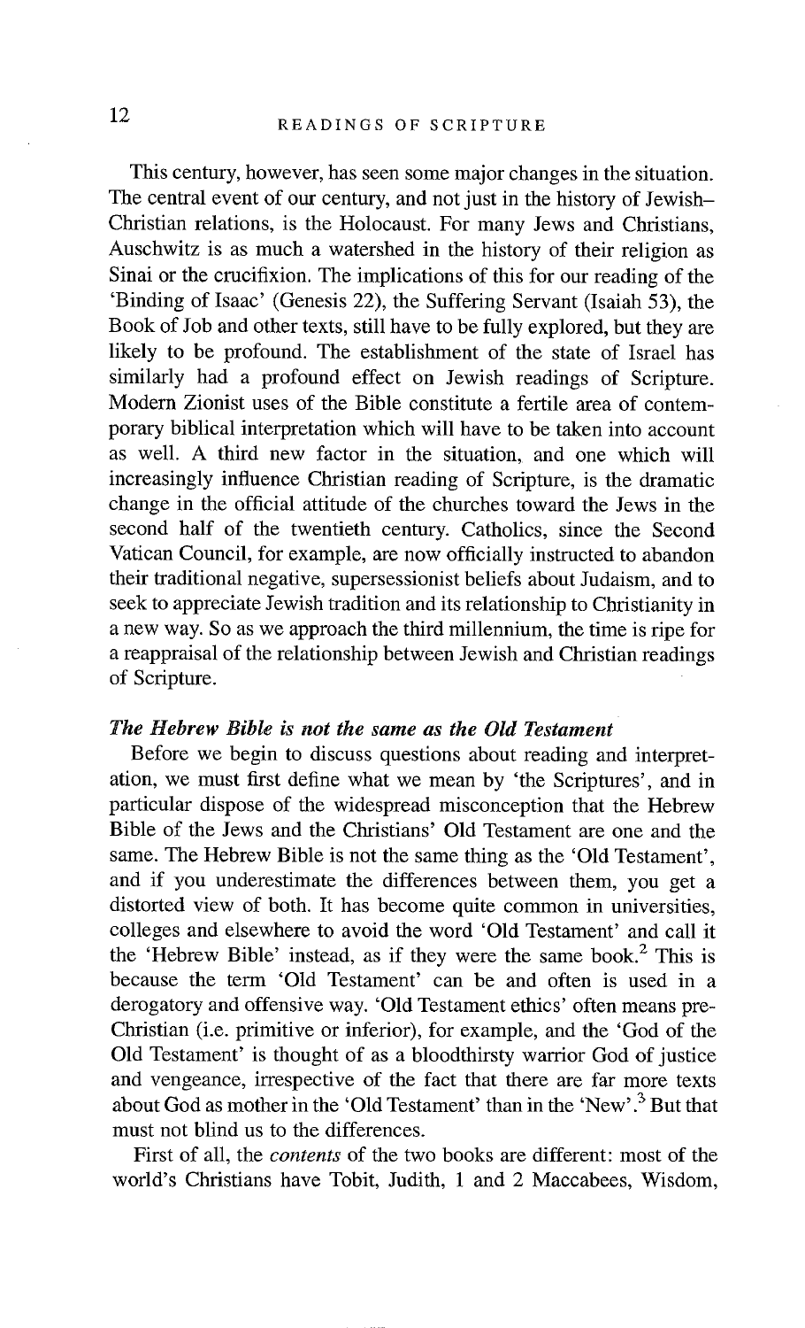This century, however, has seen some major changes in the situation. The central event of our century, and not just in the history of Jewish–Christian relations, is the Holocaust. For many Jews and Christians, Auschwitz is as much a watershed in the history of their religion as Sinai or the crucifixion. The implications of this for our reading of the 'Binding of Isaac' (Genesis 22), the Suffering Servant (Isaiah 53), the Book of Job and other texts, still have to be fully explored, but they are likely to be profound. The establishment of the state of Israel has similarly had a profound effect on Jewish readings of Scripture. Modern Zionist uses of the Bible constitute a fertile area of contemporary biblical interpretation which will have to be taken into account as well. A third new factor in the situation, and one which will increasingly influence Christian reading of Scripture, is the dramatic change in the official attitude of the churches toward the Jews in the second half of the twentieth century. Catholics, since the Second Vatican Council, for example, are now officially instructed to abandon their traditional negative, supersessionist beliefs about Judaism, and to seek to appreciate Jewish tradition and its relationship to Christianity in a new way. So as we approach the third millennium, the time is ripe for a reappraisal of the relationship between Jewish and Christian readings of Scripture.

### *The Hebrew Bible is not the same as the Old Testament*

Before we begin to discuss questions about reading and interpretation, we must first define what we mean by 'the Scriptures', and in particular dispose of the widespread misconception that the Hebrew Bible of the Jews and the Christians' Old Testament are one and the same. The Hebrew Bible is not the same thing as the 'Old Testament', and if you underestimate the differences between them, you get a distorted view of both. It has become quite common in universities, colleges and elsewhere to avoid the word 'Old Testament' and call it the 'Hebrew Bible' instead, as if they were the same book.[2] This is because the term 'Old Testament' can be and often is used in a derogatory and offensive way. 'Old Testament ethics' often means pre-Christian (i.e. primitive or inferior), for example, and the 'God of the Old Testament' is thought of as a bloodthirsty warrior God of justice and vengeance, irrespective of the fact that there are far more texts about God as mother in the 'Old Testament' than in the 'New'.[3] But that must not blind us to the differences.

First of all, the *contents* of the two books are different: most of the world's Christians have Tobit, Judith, 1 and 2 Maccabees, Wisdom,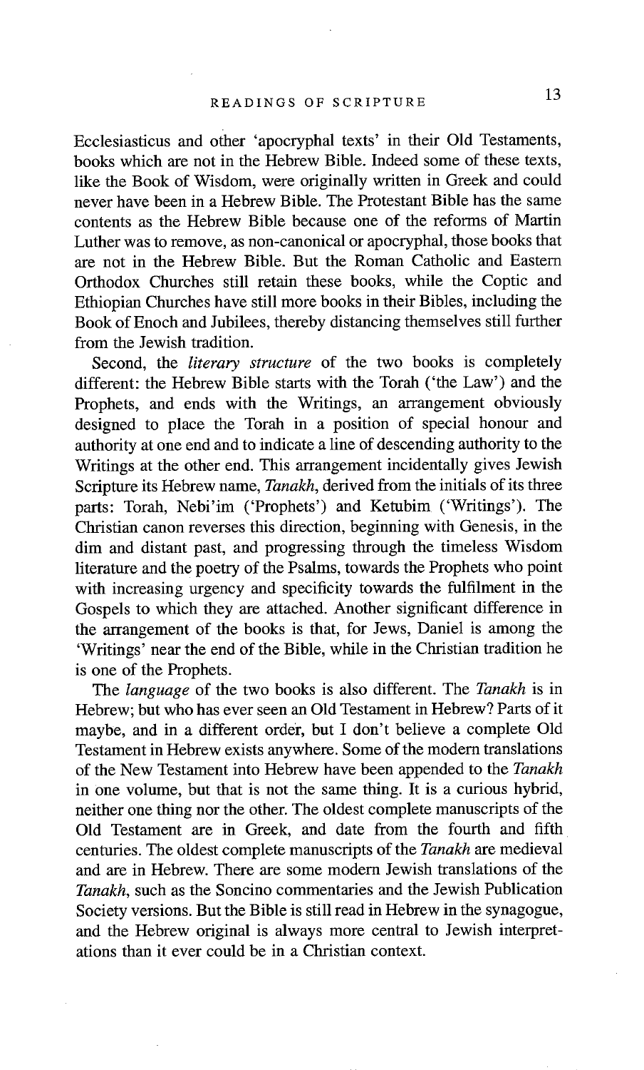Ecclesiasticus and other 'apocryphal texts' in their Old Testaments, books which are not in the Hebrew Bible. Indeed some of these texts, like the Book of Wisdom, were originally written in Greek and could never have been in a Hebrew Bible. The Protestant Bible has the same contents as the Hebrew Bible because one of the reforms of Martin Luther was to remove, as non-canonical or apocryphal, those books that are not in the Hebrew Bible. But the Roman Catholic and Eastern Orthodox Churches still retain these books, while the Coptic and Ethiopian Churches have still more books in their Bibles, including the Book of Enoch and Jubilees, thereby distancing themselves still further from the Jewish tradition.

Second, the *literary structure* of the two books is completely different: the Hebrew Bible starts with the Torah ('the Law') and the Prophets, and ends with the Writings, an arrangement obviously designed to place the Torah in a position of special honour and authority at one end and to indicate a line of descending authority to the Writings at the other end. This arrangement incidentally gives Jewish Scripture its Hebrew name, *Tanakh*, derived from the initials of its three parts: Torah, Nebi'im ('Prophets') and Ketubim ('Writings'). The Christian canon reverses this direction, beginning with Genesis, in the dim and distant past, and progressing through the timeless Wisdom literature and the poetry of the Psalms, towards the Prophets who point with increasing urgency and specificity towards the fulfilment in the Gospels to which they are attached. Another significant difference in the arrangement of the books is that, for Jews, Daniel is among the 'Writings' near the end of the Bible, while in the Christian tradition he is one of the Prophets.

The *language* of the two books is also different. The *Tanakh* is in Hebrew; but who has ever seen an Old Testament in Hebrew? Parts of it maybe, and in a different order, but I don't believe a complete Old Testament in Hebrew exists anywhere. Some of the modern translations of the New Testament into Hebrew have been appended to the *Tanakh* in one volume, but that is not the same thing. It is a curious hybrid, neither one thing nor the other. The oldest complete manuscripts of the Old Testament are in Greek, and date from the fourth and fifth centuries. The oldest complete manuscripts of the *Tanakh* are medieval and are in Hebrew. There are some modern Jewish translations of the *Tanakh*, such as the Soncino commentaries and the Jewish Publication Society versions. But the Bible is still read in Hebrew in the synagogue, and the Hebrew original is always more central to Jewish interpretations than it ever could be in a Christian context.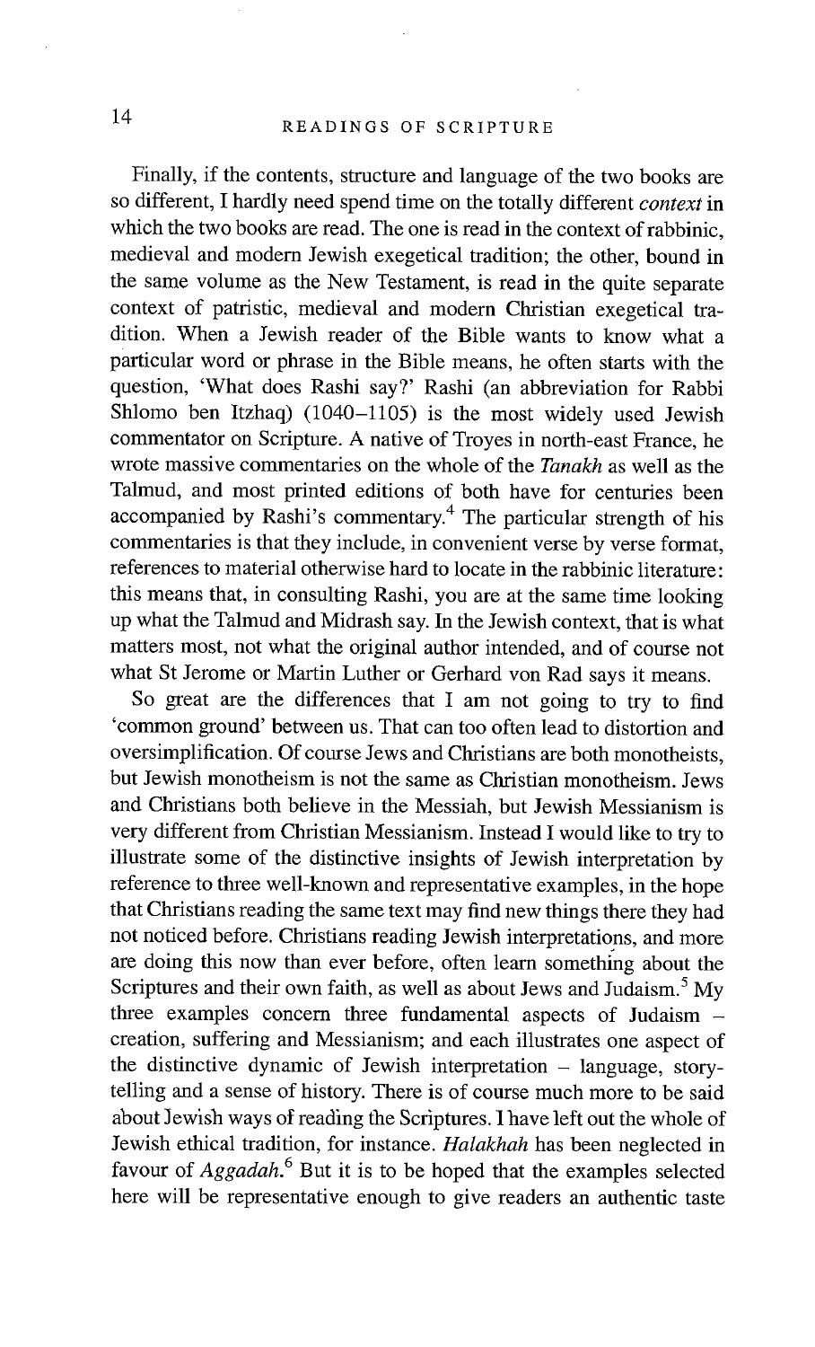Finally, if the contents, structure and language of the two books are so different, I hardly need spend time on the totally different *context* in which the two books are read. The one is read in the context of rabbinic, medieval and modern Jewish exegetical tradition; the other, bound in the same volume as the New Testament, is read in the quite separate context of patristic, medieval and modern Christian exegetical tradition. When a Jewish reader of the Bible wants to know what a particular word or phrase in the Bible means, he often starts with the question, 'What does Rashi say?' Rashi (an abbreviation for Rabbi Shlomo ben Itzhaq) (1040–1105) is the most widely used Jewish commentator on Scripture. A native of Troyes in north-east France, he wrote massive commentaries on the whole of the *Tanakh* as well as the Talmud, and most printed editions of both have for centuries been accompanied by Rashi's commentary.[4] The particular strength of his commentaries is that they include, in convenient verse by verse format, references to material otherwise hard to locate in the rabbinic literature: this means that, in consulting Rashi, you are at the same time looking up what the Talmud and Midrash say. In the Jewish context, that is what matters most, not what the original author intended, and of course not what St Jerome or Martin Luther or Gerhard von Rad says it means.

So great are the differences that I am not going to try to find 'common ground' between us. That can too often lead to distortion and oversimplification. Of course Jews and Christians are both monotheists, but Jewish monotheism is not the same as Christian monotheism. Jews and Christians both believe in the Messiah, but Jewish Messianism is very different from Christian Messianism. Instead I would like to try to illustrate some of the distinctive insights of Jewish interpretation by reference to three well-known and representative examples, in the hope that Christians reading the same text may find new things there they had not noticed before. Christians reading Jewish interpretations, and more are doing this now than ever before, often learn something about the Scriptures and their own faith, as well as about Jews and Judaism.[5] My three examples concern three fundamental aspects of Judaism – creation, suffering and Messianism; and each illustrates one aspect of the distinctive dynamic of Jewish interpretation – language, story-telling and a sense of history. There is of course much more to be said about Jewish ways of reading the Scriptures. I have left out the whole of Jewish ethical tradition, for instance. *Halakhah* has been neglected in favour of *Aggadah*.[6] But it is to be hoped that the examples selected here will be representative enough to give readers an authentic taste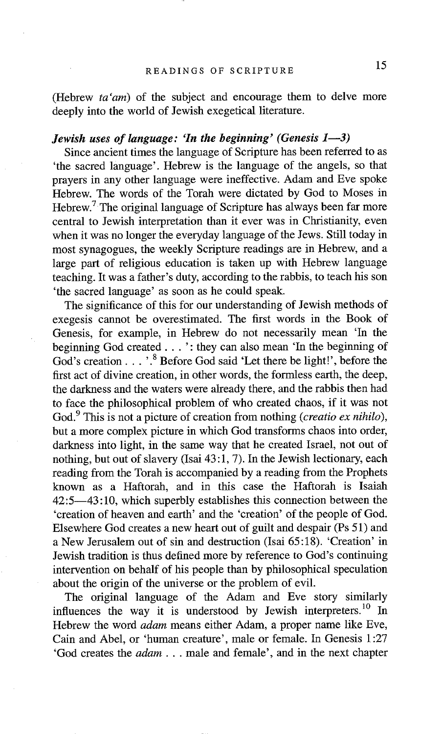(Hebrew *ta'am*) of the subject and encourage them to delve more deeply into the world of Jewish exegetical literature.

### *Jewish uses of language: 'In the beginning' (Genesis 1—3)*

Since ancient times the language of Scripture has been referred to as 'the sacred language'. Hebrew is the language of the angels, so that prayers in any other language were ineffective. Adam and Eve spoke Hebrew. The words of the Torah were dictated by God to Moses in Hebrew.[7] The original language of Scripture has always been far more central to Jewish interpretation than it ever was in Christianity, even when it was no longer the everyday language of the Jews. Still today in most synagogues, the weekly Scripture readings are in Hebrew, and a large part of religious education is taken up with Hebrew language teaching. It was a father's duty, according to the rabbis, to teach his son 'the sacred language' as soon as he could speak.

The significance of this for our understanding of Jewish methods of exegesis cannot be overestimated. The first words in the Book of Genesis, for example, in Hebrew do not necessarily mean 'In the beginning God created . . . ': they can also mean 'In the beginning of God's creation . . . '.[8] Before God said 'Let there be light!', before the first act of divine creation, in other words, the formless earth, the deep, the darkness and the waters were already there, and the rabbis then had to face the philosophical problem of who created chaos, if it was not God.[9] This is not a picture of creation from nothing (*creatio ex nihilo*), but a more complex picture in which God transforms chaos into order, darkness into light, in the same way that he created Israel, not out of nothing, but out of slavery (Isai 43:1, 7). In the Jewish lectionary, each reading from the Torah is accompanied by a reading from the Prophets known as a Haftorah, and in this case the Haftorah is Isaiah 42:5—43:10, which superbly establishes this connection between the 'creation of heaven and earth' and the 'creation' of the people of God. Elsewhere God creates a new heart out of guilt and despair (Ps 51) and a New Jerusalem out of sin and destruction (Isai 65:18). 'Creation' in Jewish tradition is thus defined more by reference to God's continuing intervention on behalf of his people than by philosophical speculation about the origin of the universe or the problem of evil.

The original language of the Adam and Eve story similarly influences the way it is understood by Jewish interpreters.[10] In Hebrew the word *adam* means either Adam, a proper name like Eve, Cain and Abel, or 'human creature', male or female. In Genesis 1:27 'God creates the *adam* . . . male and female', and in the next chapter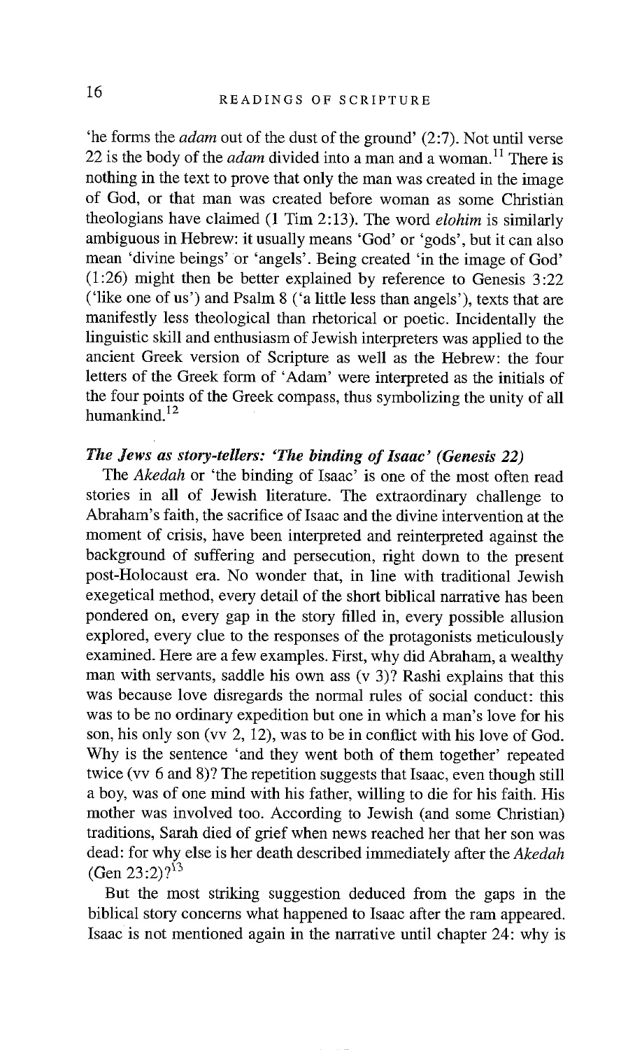'he forms the *adam* out of the dust of the ground' (2:7). Not until verse 22 is the body of the *adam* divided into a man and a woman.[11] There is nothing in the text to prove that only the man was created in the image of God, or that man was created before woman as some Christian theologians have claimed (1 Tim 2:13). The word *elohim* is similarly ambiguous in Hebrew: it usually means 'God' or 'gods', but it can also mean 'divine beings' or 'angels'. Being created 'in the image of God' (1:26) might then be better explained by reference to Genesis 3:22 ('like one of us') and Psalm 8 ('a little less than angels'), texts that are manifestly less theological than rhetorical or poetic. Incidentally the linguistic skill and enthusiasm of Jewish interpreters was applied to the ancient Greek version of Scripture as well as the Hebrew: the four letters of the Greek form of 'Adam' were interpreted as the initials of the four points of the Greek compass, thus symbolizing the unity of all humankind.[12]

### *The Jews as story-tellers: 'The binding of Isaac' (Genesis 22)*

The *Akedah* or 'the binding of Isaac' is one of the most often read stories in all of Jewish literature. The extraordinary challenge to Abraham's faith, the sacrifice of Isaac and the divine intervention at the moment of crisis, have been interpreted and reinterpreted against the background of suffering and persecution, right down to the present post-Holocaust era. No wonder that, in line with traditional Jewish exegetical method, every detail of the short biblical narrative has been pondered on, every gap in the story filled in, every possible allusion explored, every clue to the responses of the protagonists meticulously examined. Here are a few examples. First, why did Abraham, a wealthy man with servants, saddle his own ass (v 3)? Rashi explains that this was because love disregards the normal rules of social conduct: this was to be no ordinary expedition but one in which a man's love for his son, his only son (vv 2, 12), was to be in conflict with his love of God. Why is the sentence 'and they went both of them together' repeated twice (vv 6 and 8)? The repetition suggests that Isaac, even though still a boy, was of one mind with his father, willing to die for his faith. His mother was involved too. According to Jewish (and some Christian) traditions, Sarah died of grief when news reached her that her son was dead: for why else is her death described immediately after the *Akedah* (Gen 23:2)?[13]

But the most striking suggestion deduced from the gaps in the biblical story concerns what happened to Isaac after the ram appeared. Isaac is not mentioned again in the narrative until chapter 24: why is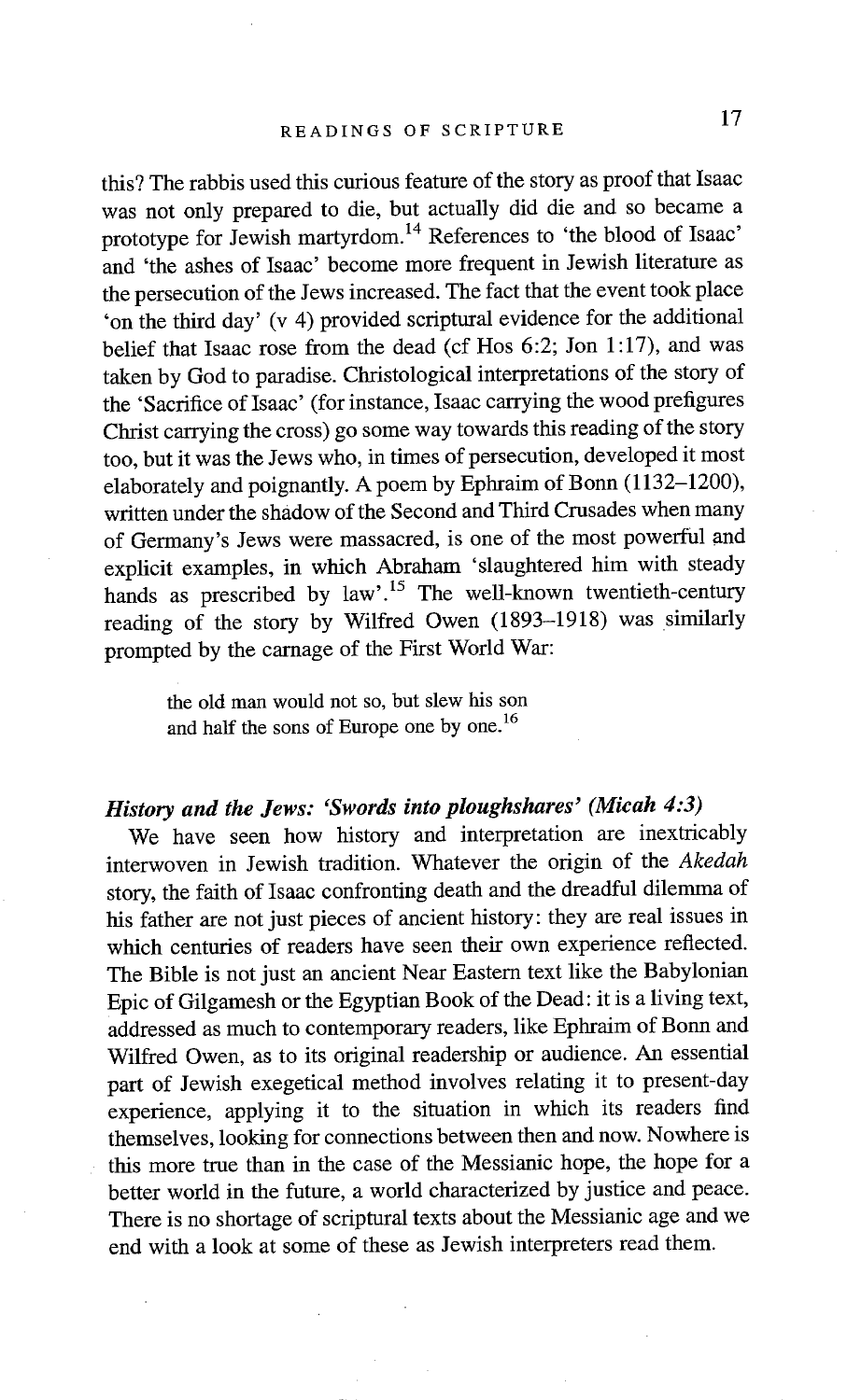this? The rabbis used this curious feature of the story as proof that Isaac was not only prepared to die, but actually did die and so became a prototype for Jewish martyrdom.[14] References to 'the blood of Isaac' and 'the ashes of Isaac' become more frequent in Jewish literature as the persecution of the Jews increased. The fact that the event took place 'on the third day' (v 4) provided scriptural evidence for the additional belief that Isaac rose from the dead (cf Hos 6:2; Jon 1:17), and was taken by God to paradise. Christological interpretations of the story of the 'Sacrifice of Isaac' (for instance, Isaac carrying the wood prefigures Christ carrying the cross) go some way towards this reading of the story too, but it was the Jews who, in times of persecution, developed it most elaborately and poignantly. A poem by Ephraim of Bonn (1132–1200), written under the shadow of the Second and Third Crusades when many of Germany's Jews were massacred, is one of the most powerful and explicit examples, in which Abraham 'slaughtered him with steady hands as prescribed by law'.[15] The well-known twentieth-century reading of the story by Wilfred Owen (1893–1918) was similarly prompted by the carnage of the First World War:

> the old man would not so, but slew his son
> and half the sons of Europe one by one.[16]

### *History and the Jews: 'Swords into ploughshares' (Micah 4:3)*

We have seen how history and interpretation are inextricably interwoven in Jewish tradition. Whatever the origin of the *Akedah* story, the faith of Isaac confronting death and the dreadful dilemma of his father are not just pieces of ancient history: they are real issues in which centuries of readers have seen their own experience reflected. The Bible is not just an ancient Near Eastern text like the Babylonian Epic of Gilgamesh or the Egyptian Book of the Dead: it is a living text, addressed as much to contemporary readers, like Ephraim of Bonn and Wilfred Owen, as to its original readership or audience. An essential part of Jewish exegetical method involves relating it to present-day experience, applying it to the situation in which its readers find themselves, looking for connections between then and now. Nowhere is this more true than in the case of the Messianic hope, the hope for a better world in the future, a world characterized by justice and peace. There is no shortage of scriptural texts about the Messianic age and we end with a look at some of these as Jewish interpreters read them.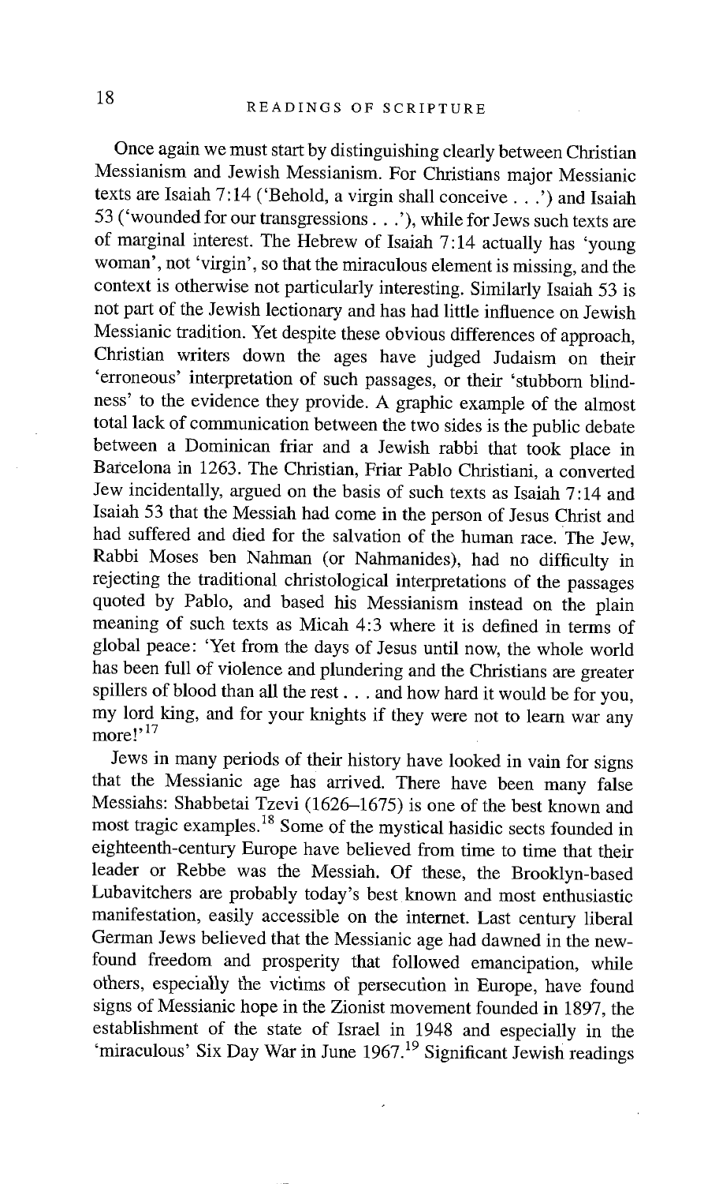Once again we must start by distinguishing clearly between Christian Messianism and Jewish Messianism. For Christians major Messianic texts are Isaiah 7:14 ('Behold, a virgin shall conceive . . .') and Isaiah 53 ('wounded for our transgressions . . .'), while for Jews such texts are of marginal interest. The Hebrew of Isaiah 7:14 actually has 'young woman', not 'virgin', so that the miraculous element is missing, and the context is otherwise not particularly interesting. Similarly Isaiah 53 is not part of the Jewish lectionary and has had little influence on Jewish Messianic tradition. Yet despite these obvious differences of approach, Christian writers down the ages have judged Judaism on their 'erroneous' interpretation of such passages, or their 'stubborn blindness' to the evidence they provide. A graphic example of the almost total lack of communication between the two sides is the public debate between a Dominican friar and a Jewish rabbi that took place in Barcelona in 1263. The Christian, Friar Pablo Christiani, a converted Jew incidentally, argued on the basis of such texts as Isaiah 7:14 and Isaiah 53 that the Messiah had come in the person of Jesus Christ and had suffered and died for the salvation of the human race. The Jew, Rabbi Moses ben Nahman (or Nahmanides), had no difficulty in rejecting the traditional christological interpretations of the passages quoted by Pablo, and based his Messianism instead on the plain meaning of such texts as Micah 4:3 where it is defined in terms of global peace: 'Yet from the days of Jesus until now, the whole world has been full of violence and plundering and the Christians are greater spillers of blood than all the rest . . . and how hard it would be for you, my lord king, and for your knights if they were not to learn war any more!'[17]

Jews in many periods of their history have looked in vain for signs that the Messianic age has arrived. There have been many false Messiahs: Shabbetai Tzevi (1626–1675) is one of the best known and most tragic examples.[18] Some of the mystical hasidic sects founded in eighteenth-century Europe have believed from time to time that their leader or Rebbe was the Messiah. Of these, the Brooklyn-based Lubavitchers are probably today's best known and most enthusiastic manifestation, easily accessible on the internet. Last century liberal German Jews believed that the Messianic age had dawned in the new-found freedom and prosperity that followed emancipation, while others, especially the victims of persecution in Europe, have found signs of Messianic hope in the Zionist movement founded in 1897, the establishment of the state of Israel in 1948 and especially in the 'miraculous' Six Day War in June 1967.[19] Significant Jewish readings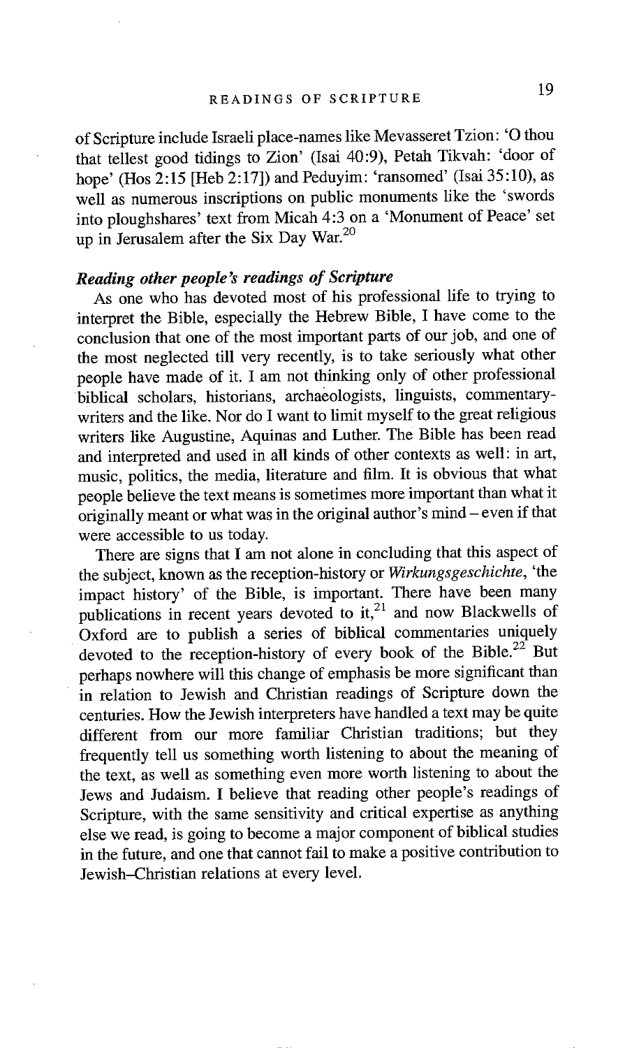of Scripture include Israeli place-names like Mevasseret Tzion: 'O thou that tellest good tidings to Zion' (Isai 40:9), Petah Tikvah: 'door of hope' (Hos 2:15 [Heb 2:17]) and Peduyim: 'ransomed' (Isai 35:10), as well as numerous inscriptions on public monuments like the 'swords into ploughshares' text from Micah 4:3 on a 'Monument of Peace' set up in Jerusalem after the Six Day War.[20]

### *Reading other people's readings of Scripture*

As one who has devoted most of his professional life to trying to interpret the Bible, especially the Hebrew Bible, I have come to the conclusion that one of the most important parts of our job, and one of the most neglected till very recently, is to take seriously what other people have made of it. I am not thinking only of other professional biblical scholars, historians, archaeologists, linguists, commentary-writers and the like. Nor do I want to limit myself to the great religious writers like Augustine, Aquinas and Luther. The Bible has been read and interpreted and used in all kinds of other contexts as well: in art, music, politics, the media, literature and film. It is obvious that what people believe the text means is sometimes more important than what it originally meant or what was in the original author's mind – even if that were accessible to us today.

There are signs that I am not alone in concluding that this aspect of the subject, known as the reception-history or *Wirkungsgeschichte*, 'the impact history' of the Bible, is important. There have been many publications in recent years devoted to it,[21] and now Blackwells of Oxford are to publish a series of biblical commentaries uniquely devoted to the reception-history of every book of the Bible.[22] But perhaps nowhere will this change of emphasis be more significant than in relation to Jewish and Christian readings of Scripture down the centuries. How the Jewish interpreters have handled a text may be quite different from our more familiar Christian traditions; but they frequently tell us something worth listening to about the meaning of the text, as well as something even more worth listening to about the Jews and Judaism. I believe that reading other people's readings of Scripture, with the same sensitivity and critical expertise as anything else we read, is going to become a major component of biblical studies in the future, and one that cannot fail to make a positive contribution to Jewish–Christian relations at every level.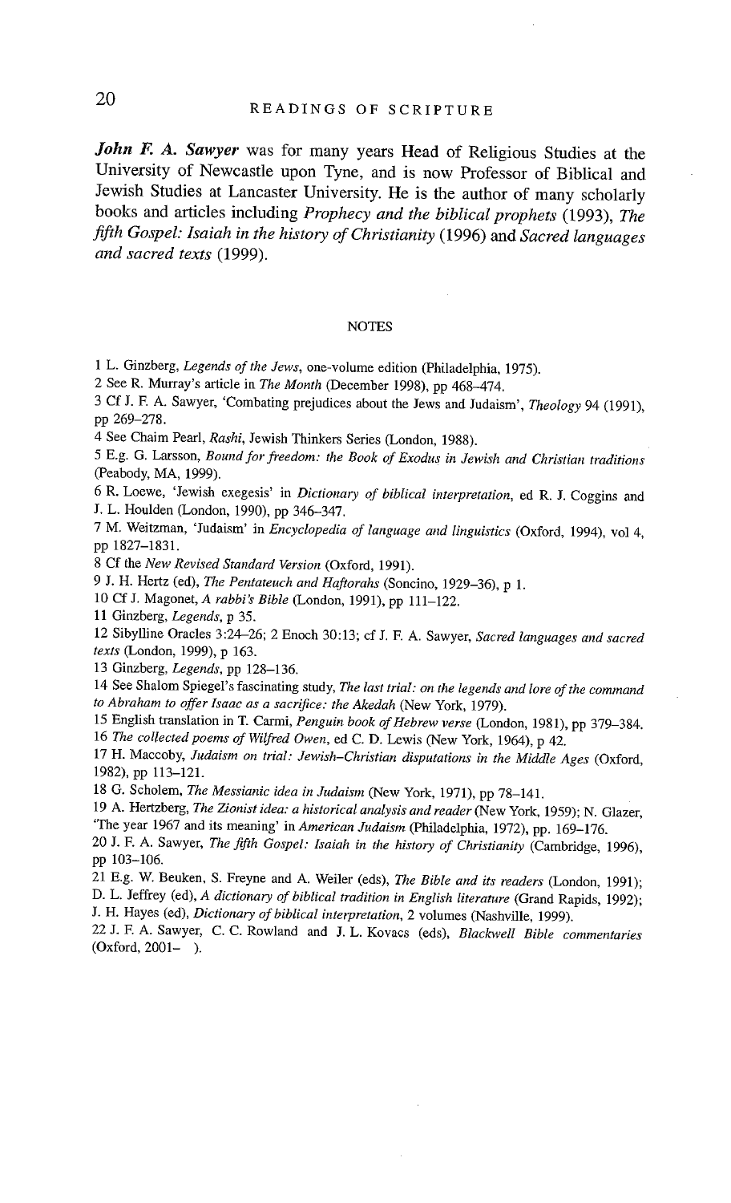***John F. A. Sawyer*** was for many years Head of Religious Studies at the University of Newcastle upon Tyne, and is now Professor of Biblical and Jewish Studies at Lancaster University. He is the author of many scholarly books and articles including *Prophecy and the biblical prophets* (1993), *The fifth Gospel: Isaiah in the history of Christianity* (1996) and *Sacred languages and sacred texts* (1999).

## NOTES

1 L. Ginzberg, *Legends of the Jews*, one-volume edition (Philadelphia, 1975).

2 See R. Murray's article in *The Month* (December 1998), pp 468–474.

3 Cf J. F. A. Sawyer, 'Combating prejudices about the Jews and Judaism', *Theology* 94 (1991), pp 269–278.

4 See Chaim Pearl, *Rashi*, Jewish Thinkers Series (London, 1988).

5 E.g. G. Larsson, *Bound for freedom: the Book of Exodus in Jewish and Christian traditions* (Peabody, MA, 1999).

6 R. Loewe, 'Jewish exegesis' in *Dictionary of biblical interpretation*, ed R. J. Coggins and J. L. Houlden (London, 1990), pp 346–347.

7 M. Weitzman, 'Judaism' in *Encyclopedia of language and linguistics* (Oxford, 1994), vol 4, pp 1827–1831.

8 Cf the *New Revised Standard Version* (Oxford, 1991).

9 J. H. Hertz (ed), *The Pentateuch and Haftorahs* (Soncino, 1929–36), p 1.

10 Cf J. Magonet, *A rabbi's Bible* (London, 1991), pp 111–122.

11 Ginzberg, *Legends*, p 35.

12 Sibylline Oracles 3:24–26; 2 Enoch 30:13; cf J. F. A. Sawyer, *Sacred languages and sacred texts* (London, 1999), p 163.

13 Ginzberg, *Legends*, pp 128–136.

14 See Shalom Spiegel's fascinating study, *The last trial: on the legends and lore of the command to Abraham to offer Isaac as a sacrifice: the Akedah* (New York, 1979).

15 English translation in T. Carmi, *Penguin book of Hebrew verse* (London, 1981), pp 379–384.

16 *The collected poems of Wilfred Owen*, ed C. D. Lewis (New York, 1964), p 42.

17 H. Maccoby, *Judaism on trial: Jewish–Christian disputations in the Middle Ages* (Oxford, 1982), pp 113–121.

18 G. Scholem, *The Messianic idea in Judaism* (New York, 1971), pp 78–141.

19 A. Hertzberg, *The Zionist idea: a historical analysis and reader* (New York, 1959); N. Glazer, 'The year 1967 and its meaning' in *American Judaism* (Philadelphia, 1972), pp. 169–176.

20 J. F. A. Sawyer, *The fifth Gospel: Isaiah in the history of Christianity* (Cambridge, 1996), pp 103–106.

21 E.g. W. Beuken, S. Freyne and A. Weiler (eds), *The Bible and its readers* (London, 1991); D. L. Jeffrey (ed), *A dictionary of biblical tradition in English literature* (Grand Rapids, 1992); J. H. Hayes (ed), *Dictionary of biblical interpretation*, 2 volumes (Nashville, 1999).

22 J. F. A. Sawyer, C. C. Rowland and J. L. Kovacs (eds), *Blackwell Bible commentaries* (Oxford, 2001– ).